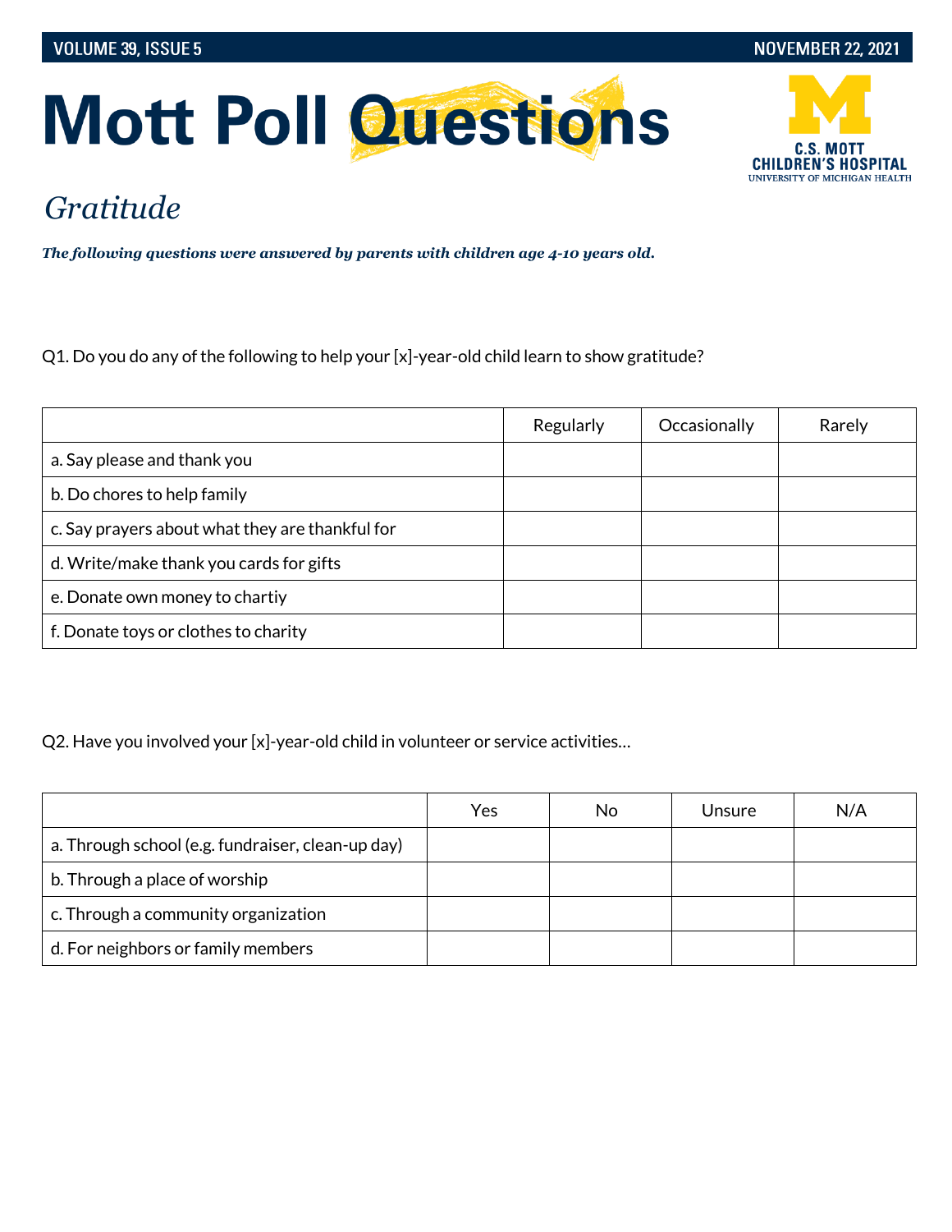# Mott Poll Questions

## *Gratitude*

***The following questions were answered by parents with children age 4-10 years old.***

Q1. Do you do any of the following to help your [x]-year-old child learn to show gratitude?

| | Regularly | Occasionally | Rarely |
|---|---|---|---|
| a. Say please and thank you | | | |
| b. Do chores to help family | | | |
| c. Say prayers about what they are thankful for | | | |
| d. Write/make thank you cards for gifts | | | |
| e. Donate own money to chartiy | | | |
| f. Donate toys or clothes to charity | | | |

Q2. Have you involved your [x]-year-old child in volunteer or service activities…

| | Yes | No | Unsure | N/A |
|---|---|---|---|---|
| a. Through school (e.g. fundraiser, clean-up day) | | | | |
| b. Through a place of worship | | | | |
| c. Through a community organization | | | | |
| d. For neighbors or family members | | | | |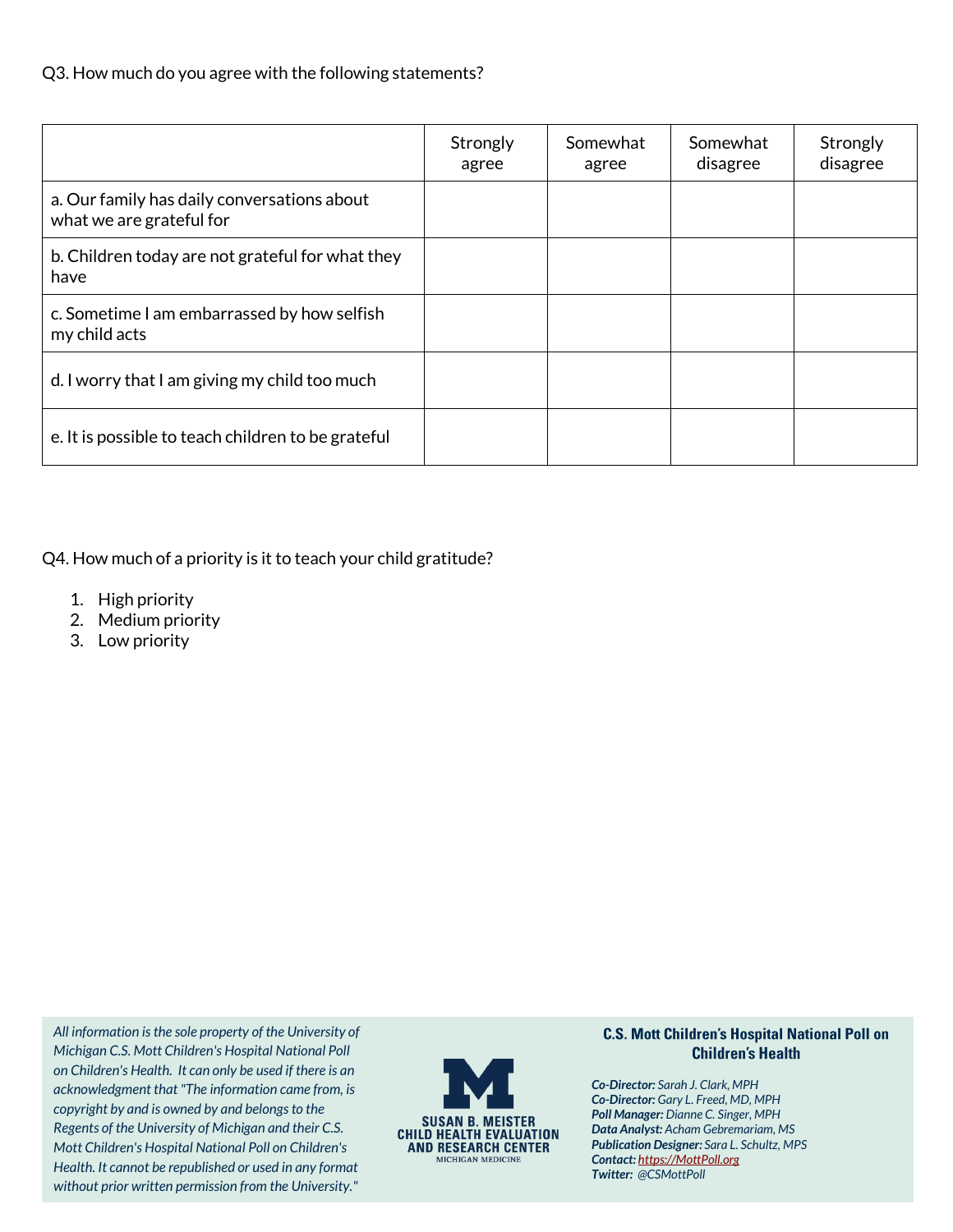Q3. How much do you agree with the following statements?

| | Strongly agree | Somewhat agree | Somewhat disagree | Strongly disagree |
|---|---|---|---|---|
| a. Our family has daily conversations about what we are grateful for | | | | |
| b. Children today are not grateful for what they have | | | | |
| c. Sometime I am embarrassed by how selfish my child acts | | | | |
| d. I worry that I am giving my child too much | | | | |
| e. It is possible to teach children to be grateful | | | | |

Q4. How much of a priority is it to teach your child gratitude?

1. High priority
2. Medium priority
3. Low priority

*All information is the sole property of the University of Michigan C.S. Mott Children's Hospital National Poll on Children's Health. It can only be used if there is an acknowledgment that "The information came from, is copyright by and is owned by and belongs to the Regents of the University of Michigan and their C.S. Mott Children's Hospital National Poll on Children's Health. It cannot be republished or used in any format without prior written permission from the University."*

SUSAN B. MEISTER CHILD HEALTH EVALUATION AND RESEARCH CENTER
MICHIGAN MEDICINE

**C.S. Mott Children's Hospital National Poll on Children's Health**

***Co-Director:*** *Sarah J. Clark, MPH*
***Co-Director:*** *Gary L. Freed, MD, MPH*
***Poll Manager:*** *Dianne C. Singer, MPH*
***Data Analyst:*** *Acham Gebremariam, MS*
***Publication Designer:*** *Sara L. Schultz, MPS*
***Contact:*** *https://MottPoll.org*
***Twitter:*** *@CSMottPoll*